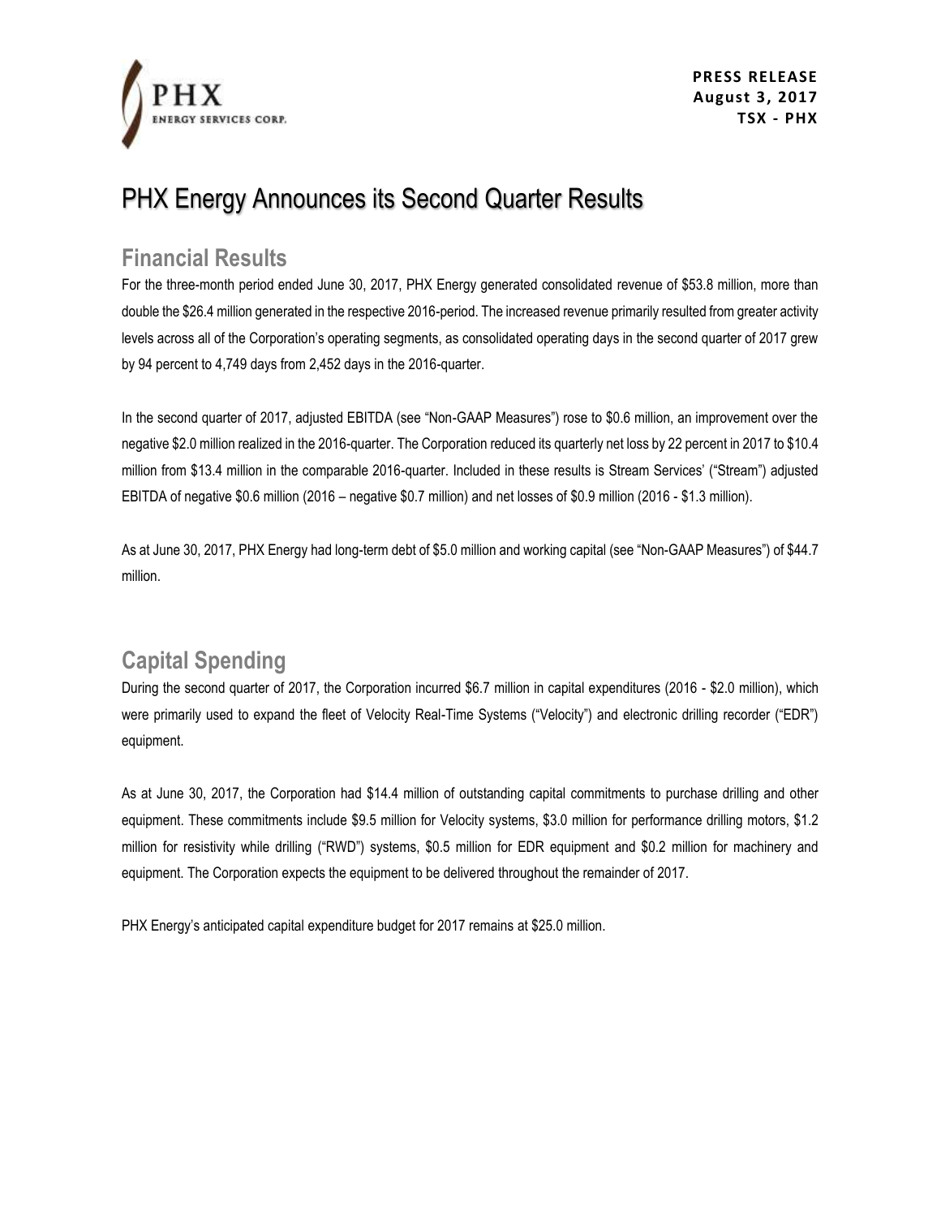**PRESS RELEASE**
**August 3, 2017**
**TSX - PHX**

# PHX Energy Announces its Second Quarter Results

## Financial Results

For the three-month period ended June 30, 2017, PHX Energy generated consolidated revenue of $53.8 million, more than double the $26.4 million generated in the respective 2016-period. The increased revenue primarily resulted from greater activity levels across all of the Corporation's operating segments, as consolidated operating days in the second quarter of 2017 grew by 94 percent to 4,749 days from 2,452 days in the 2016-quarter.

In the second quarter of 2017, adjusted EBITDA (see "Non-GAAP Measures") rose to $0.6 million, an improvement over the negative $2.0 million realized in the 2016-quarter. The Corporation reduced its quarterly net loss by 22 percent in 2017 to $10.4 million from $13.4 million in the comparable 2016-quarter. Included in these results is Stream Services' ("Stream") adjusted EBITDA of negative $0.6 million (2016 – negative $0.7 million) and net losses of $0.9 million (2016 - $1.3 million).

As at June 30, 2017, PHX Energy had long-term debt of $5.0 million and working capital (see "Non-GAAP Measures") of $44.7 million.

## Capital Spending

During the second quarter of 2017, the Corporation incurred $6.7 million in capital expenditures (2016 - $2.0 million), which were primarily used to expand the fleet of Velocity Real-Time Systems ("Velocity") and electronic drilling recorder ("EDR") equipment.

As at June 30, 2017, the Corporation had $14.4 million of outstanding capital commitments to purchase drilling and other equipment. These commitments include $9.5 million for Velocity systems, $3.0 million for performance drilling motors, $1.2 million for resistivity while drilling ("RWD") systems, $0.5 million for EDR equipment and $0.2 million for machinery and equipment. The Corporation expects the equipment to be delivered throughout the remainder of 2017.

PHX Energy's anticipated capital expenditure budget for 2017 remains at $25.0 million.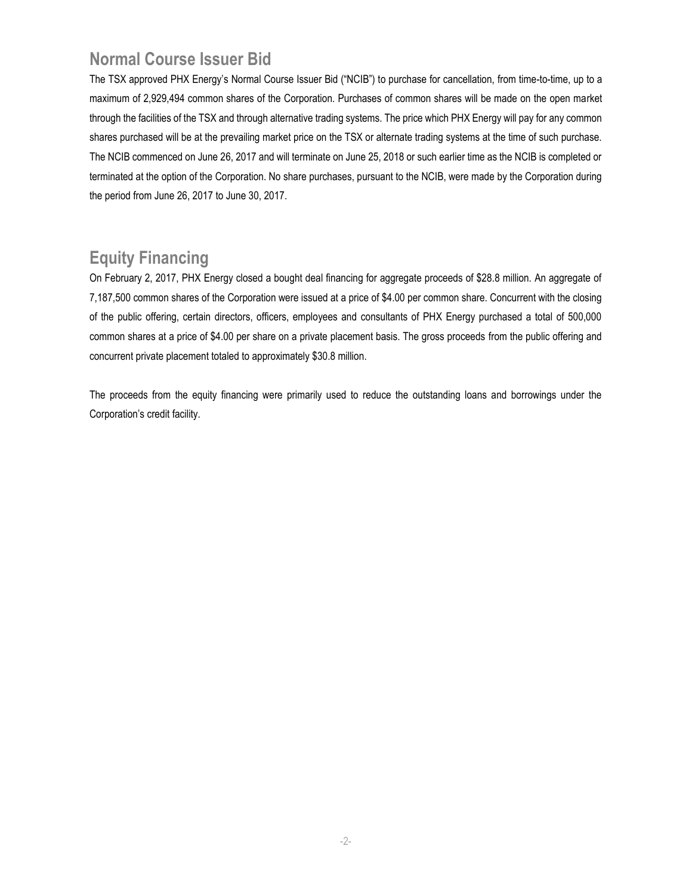## Normal Course Issuer Bid

The TSX approved PHX Energy's Normal Course Issuer Bid ("NCIB") to purchase for cancellation, from time-to-time, up to a maximum of 2,929,494 common shares of the Corporation. Purchases of common shares will be made on the open market through the facilities of the TSX and through alternative trading systems. The price which PHX Energy will pay for any common shares purchased will be at the prevailing market price on the TSX or alternate trading systems at the time of such purchase. The NCIB commenced on June 26, 2017 and will terminate on June 25, 2018 or such earlier time as the NCIB is completed or terminated at the option of the Corporation. No share purchases, pursuant to the NCIB, were made by the Corporation during the period from June 26, 2017 to June 30, 2017.

## Equity Financing

On February 2, 2017, PHX Energy closed a bought deal financing for aggregate proceeds of $28.8 million. An aggregate of 7,187,500 common shares of the Corporation were issued at a price of $4.00 per common share. Concurrent with the closing of the public offering, certain directors, officers, employees and consultants of PHX Energy purchased a total of 500,000 common shares at a price of $4.00 per share on a private placement basis. The gross proceeds from the public offering and concurrent private placement totaled to approximately $30.8 million.

The proceeds from the equity financing were primarily used to reduce the outstanding loans and borrowings under the Corporation's credit facility.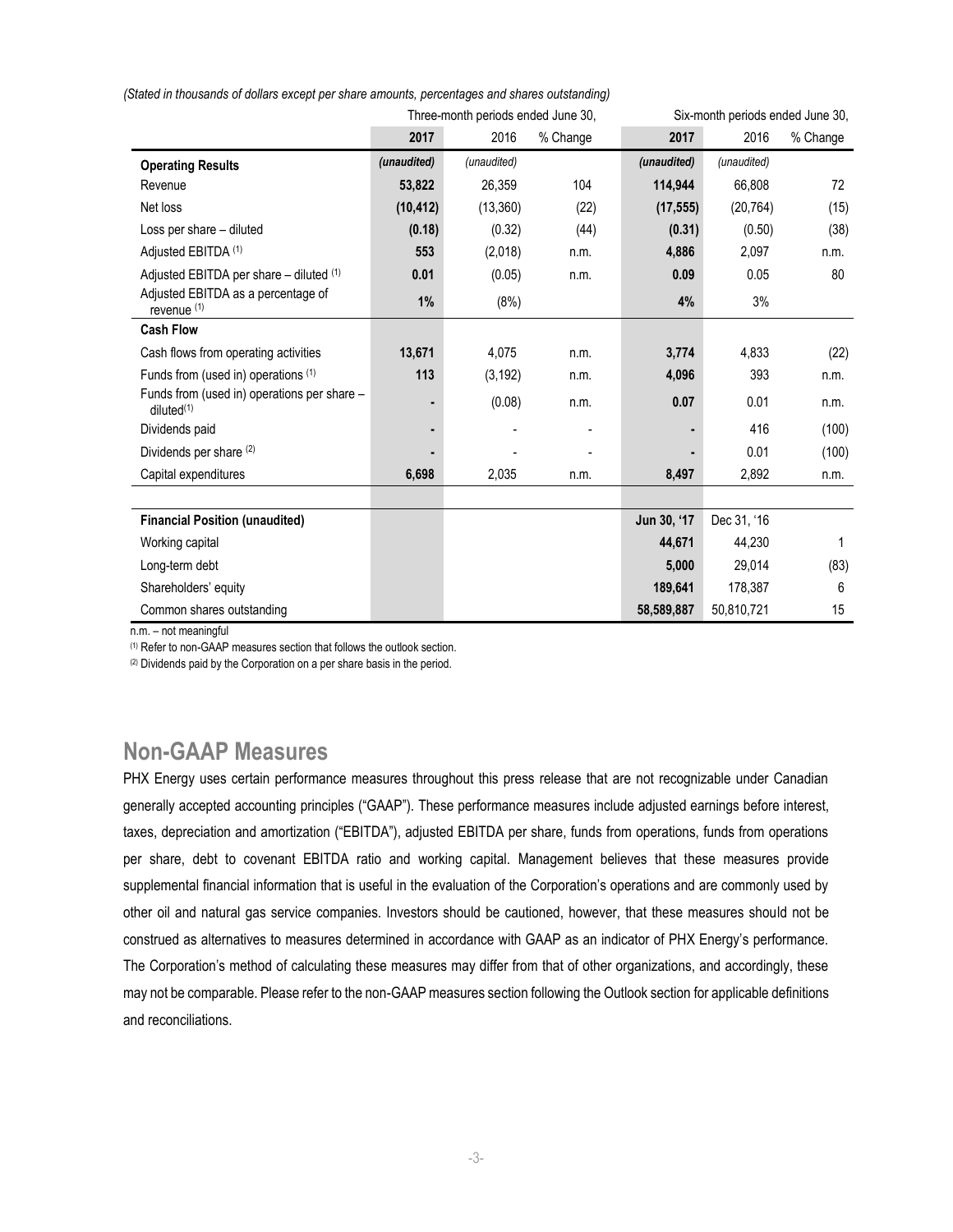*(Stated in thousands of dollars except per share amounts, percentages and shares outstanding)*

| | Three-month periods ended June 30, | | | Six-month periods ended June 30, | | |
|---|---|---|---|---|---|---|
| | **2017** | 2016 | % Change | **2017** | 2016 | % Change |
| **Operating Results** | ***(unaudited)*** | *(unaudited)* | | ***(unaudited)*** | *(unaudited)* | |
| Revenue | **53,822** | 26,359 | 104 | **114,944** | 66,808 | 72 |
| Net loss | **(10,412)** | (13,360) | (22) | **(17,555)** | (20,764) | (15) |
| Loss per share – diluted | **(0.18)** | (0.32) | (44) | **(0.31)** | (0.50) | (38) |
| Adjusted EBITDA [(1)] | **553** | (2,018) | n.m. | **4,886** | 2,097 | n.m. |
| Adjusted EBITDA per share – diluted [(1)] | **0.01** | (0.05) | n.m. | **0.09** | 0.05 | 80 |
| Adjusted EBITDA as a percentage of revenue [(1)] | **1%** | (8%) | | **4%** | 3% | |
| **Cash Flow** | | | | | | |
| Cash flows from operating activities | **13,671** | 4,075 | n.m. | **3,774** | 4,833 | (22) |
| Funds from (used in) operations [(1)] | **113** | (3,192) | n.m. | **4,096** | 393 | n.m. |
| Funds from (used in) operations per share – diluted[(1)] | **-** | (0.08) | n.m. | **0.07** | 0.01 | n.m. |
| Dividends paid | **-** | - | - | **-** | 416 | (100) |
| Dividends per share [(2)] | **-** | - | - | **-** | 0.01 | (100) |
| Capital expenditures | **6,698** | 2,035 | n.m. | **8,497** | 2,892 | n.m. |
| | | | | | | |
| **Financial Position (unaudited)** | | | | **Jun 30, '17** | Dec 31, '16 | |
| Working capital | | | | **44,671** | 44,230 | 1 |
| Long-term debt | | | | **5,000** | 29,014 | (83) |
| Shareholders' equity | | | | **189,641** | 178,387 | 6 |
| Common shares outstanding | | | | **58,589,887** | 50,810,721 | 15 |

n.m. – not meaningful

(1) Refer to non-GAAP measures section that follows the outlook section.

(2) Dividends paid by the Corporation on a per share basis in the period.

## Non-GAAP Measures

PHX Energy uses certain performance measures throughout this press release that are not recognizable under Canadian generally accepted accounting principles ("GAAP"). These performance measures include adjusted earnings before interest, taxes, depreciation and amortization ("EBITDA"), adjusted EBITDA per share, funds from operations, funds from operations per share, debt to covenant EBITDA ratio and working capital. Management believes that these measures provide supplemental financial information that is useful in the evaluation of the Corporation's operations and are commonly used by other oil and natural gas service companies. Investors should be cautioned, however, that these measures should not be construed as alternatives to measures determined in accordance with GAAP as an indicator of PHX Energy's performance. The Corporation's method of calculating these measures may differ from that of other organizations, and accordingly, these may not be comparable. Please refer to the non-GAAP measures section following the Outlook section for applicable definitions and reconciliations.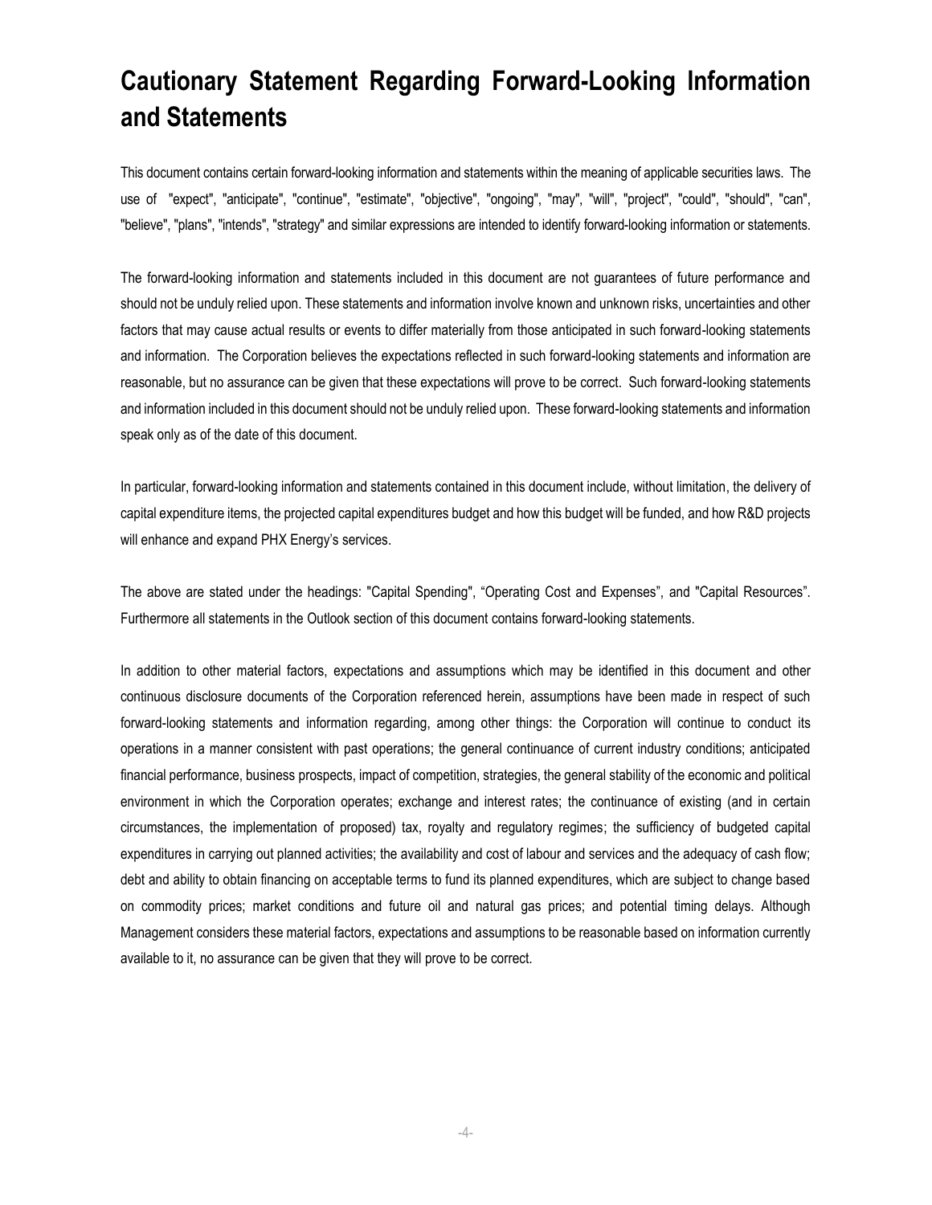# Cautionary Statement Regarding Forward-Looking Information and Statements

This document contains certain forward-looking information and statements within the meaning of applicable securities laws. The use of "expect", "anticipate", "continue", "estimate", "objective", "ongoing", "may", "will", "project", "could", "should", "can", "believe", "plans", "intends", "strategy" and similar expressions are intended to identify forward-looking information or statements.

The forward-looking information and statements included in this document are not guarantees of future performance and should not be unduly relied upon. These statements and information involve known and unknown risks, uncertainties and other factors that may cause actual results or events to differ materially from those anticipated in such forward-looking statements and information. The Corporation believes the expectations reflected in such forward-looking statements and information are reasonable, but no assurance can be given that these expectations will prove to be correct. Such forward-looking statements and information included in this document should not be unduly relied upon. These forward-looking statements and information speak only as of the date of this document.

In particular, forward-looking information and statements contained in this document include, without limitation, the delivery of capital expenditure items, the projected capital expenditures budget and how this budget will be funded, and how R&D projects will enhance and expand PHX Energy's services.

The above are stated under the headings: "Capital Spending", "Operating Cost and Expenses", and "Capital Resources". Furthermore all statements in the Outlook section of this document contains forward-looking statements.

In addition to other material factors, expectations and assumptions which may be identified in this document and other continuous disclosure documents of the Corporation referenced herein, assumptions have been made in respect of such forward-looking statements and information regarding, among other things: the Corporation will continue to conduct its operations in a manner consistent with past operations; the general continuance of current industry conditions; anticipated financial performance, business prospects, impact of competition, strategies, the general stability of the economic and political environment in which the Corporation operates; exchange and interest rates; the continuance of existing (and in certain circumstances, the implementation of proposed) tax, royalty and regulatory regimes; the sufficiency of budgeted capital expenditures in carrying out planned activities; the availability and cost of labour and services and the adequacy of cash flow; debt and ability to obtain financing on acceptable terms to fund its planned expenditures, which are subject to change based on commodity prices; market conditions and future oil and natural gas prices; and potential timing delays. Although Management considers these material factors, expectations and assumptions to be reasonable based on information currently available to it, no assurance can be given that they will prove to be correct.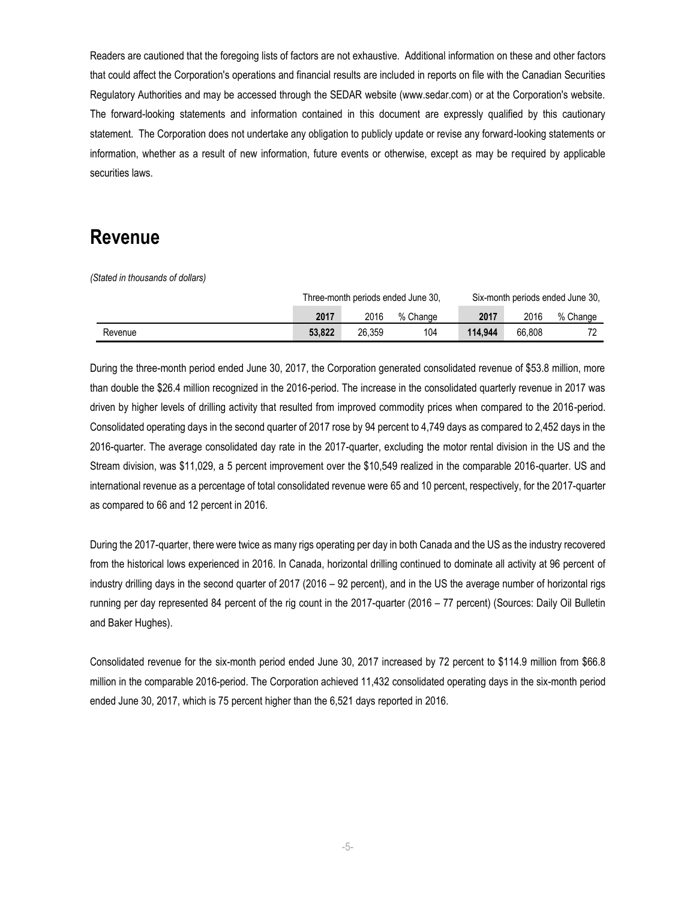Readers are cautioned that the foregoing lists of factors are not exhaustive. Additional information on these and other factors that could affect the Corporation's operations and financial results are included in reports on file with the Canadian Securities Regulatory Authorities and may be accessed through the SEDAR website (www.sedar.com) or at the Corporation's website. The forward-looking statements and information contained in this document are expressly qualified by this cautionary statement. The Corporation does not undertake any obligation to publicly update or revise any forward-looking statements or information, whether as a result of new information, future events or otherwise, except as may be required by applicable securities laws.

# Revenue

*(Stated in thousands of dollars)*

| | Three-month periods ended June 30, | | | Six-month periods ended June 30, | | |
|---|---|---|---|---|---|---|
| | **2017** | 2016 | % Change | **2017** | 2016 | % Change |
| Revenue | **53,822** | 26,359 | 104 | **114,944** | 66,808 | 72 |

During the three-month period ended June 30, 2017, the Corporation generated consolidated revenue of $53.8 million, more than double the $26.4 million recognized in the 2016-period. The increase in the consolidated quarterly revenue in 2017 was driven by higher levels of drilling activity that resulted from improved commodity prices when compared to the 2016-period. Consolidated operating days in the second quarter of 2017 rose by 94 percent to 4,749 days as compared to 2,452 days in the 2016-quarter. The average consolidated day rate in the 2017-quarter, excluding the motor rental division in the US and the Stream division, was $11,029, a 5 percent improvement over the $10,549 realized in the comparable 2016-quarter. US and international revenue as a percentage of total consolidated revenue were 65 and 10 percent, respectively, for the 2017-quarter as compared to 66 and 12 percent in 2016.

During the 2017-quarter, there were twice as many rigs operating per day in both Canada and the US as the industry recovered from the historical lows experienced in 2016. In Canada, horizontal drilling continued to dominate all activity at 96 percent of industry drilling days in the second quarter of 2017 (2016 – 92 percent), and in the US the average number of horizontal rigs running per day represented 84 percent of the rig count in the 2017-quarter (2016 – 77 percent) (Sources: Daily Oil Bulletin and Baker Hughes).

Consolidated revenue for the six-month period ended June 30, 2017 increased by 72 percent to $114.9 million from $66.8 million in the comparable 2016-period. The Corporation achieved 11,432 consolidated operating days in the six-month period ended June 30, 2017, which is 75 percent higher than the 6,521 days reported in 2016.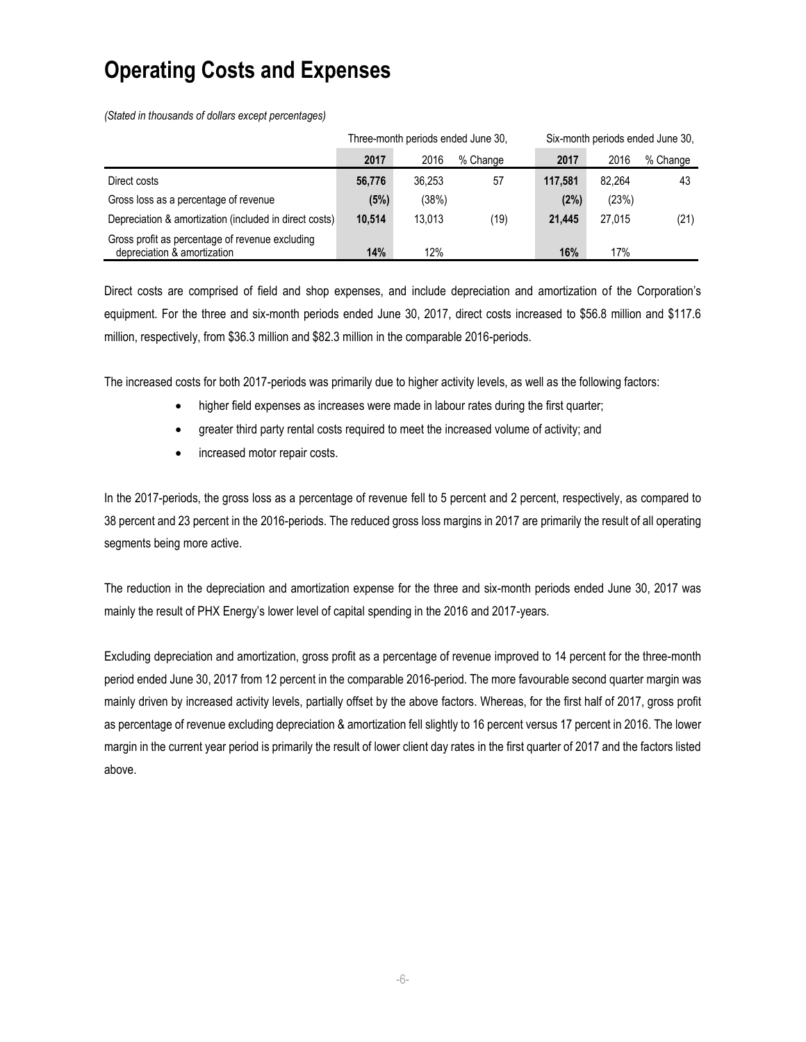# Operating Costs and Expenses

*(Stated in thousands of dollars except percentages)*

| | Three-month periods ended June 30, | | | Six-month periods ended June 30, | | |
|---|---|---|---|---|---|---|
| | **2017** | 2016 | % Change | **2017** | 2016 | % Change |
| Direct costs | **56,776** | 36,253 | 57 | **117,581** | 82,264 | 43 |
| Gross loss as a percentage of revenue | **(5%)** | (38%) | | **(2%)** | (23%) | |
| Depreciation & amortization (included in direct costs) | **10,514** | 13,013 | (19) | **21,445** | 27,015 | (21) |
| Gross profit as percentage of revenue excluding depreciation & amortization | **14%** | 12% | | **16%** | 17% | |

Direct costs are comprised of field and shop expenses, and include depreciation and amortization of the Corporation's equipment. For the three and six-month periods ended June 30, 2017, direct costs increased to $56.8 million and $117.6 million, respectively, from $36.3 million and $82.3 million in the comparable 2016-periods.

The increased costs for both 2017-periods was primarily due to higher activity levels, as well as the following factors:

- higher field expenses as increases were made in labour rates during the first quarter;
- greater third party rental costs required to meet the increased volume of activity; and
- increased motor repair costs.

In the 2017-periods, the gross loss as a percentage of revenue fell to 5 percent and 2 percent, respectively, as compared to 38 percent and 23 percent in the 2016-periods. The reduced gross loss margins in 2017 are primarily the result of all operating segments being more active.

The reduction in the depreciation and amortization expense for the three and six-month periods ended June 30, 2017 was mainly the result of PHX Energy's lower level of capital spending in the 2016 and 2017-years.

Excluding depreciation and amortization, gross profit as a percentage of revenue improved to 14 percent for the three-month period ended June 30, 2017 from 12 percent in the comparable 2016-period. The more favourable second quarter margin was mainly driven by increased activity levels, partially offset by the above factors. Whereas, for the first half of 2017, gross profit as percentage of revenue excluding depreciation & amortization fell slightly to 16 percent versus 17 percent in 2016. The lower margin in the current year period is primarily the result of lower client day rates in the first quarter of 2017 and the factors listed above.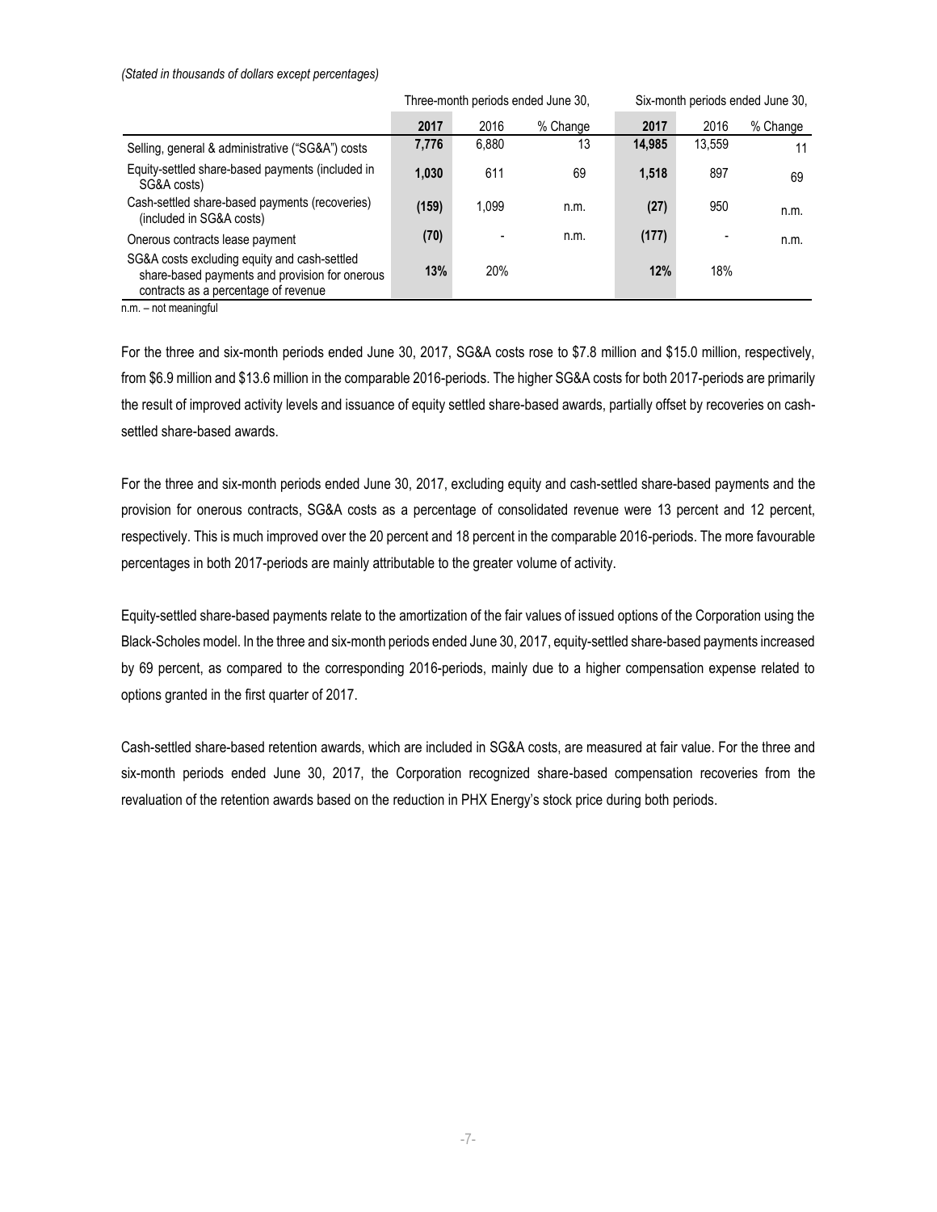*(Stated in thousands of dollars except percentages)*

| | Three-month periods ended June 30, | | | Six-month periods ended June 30, | | |
|---|---|---|---|---|---|---|
| | **2017** | 2016 | % Change | **2017** | 2016 | % Change |
| Selling, general & administrative ("SG&A") costs | **7,776** | 6,880 | 13 | **14,985** | 13,559 | 11 |
| Equity-settled share-based payments (included in SG&A costs) | **1,030** | 611 | 69 | **1,518** | 897 | 69 |
| Cash-settled share-based payments (recoveries) (included in SG&A costs) | **(159)** | 1,099 | n.m. | **(27)** | 950 | n.m. |
| Onerous contracts lease payment | **(70)** | - | n.m. | **(177)** | - | n.m. |
| SG&A costs excluding equity and cash-settled share-based payments and provision for onerous contracts as a percentage of revenue | **13%** | 20% | | **12%** | 18% | |

n.m. – not meaningful

For the three and six-month periods ended June 30, 2017, SG&A costs rose to $7.8 million and $15.0 million, respectively, from $6.9 million and $13.6 million in the comparable 2016-periods. The higher SG&A costs for both 2017-periods are primarily the result of improved activity levels and issuance of equity settled share-based awards, partially offset by recoveries on cash-settled share-based awards.

For the three and six-month periods ended June 30, 2017, excluding equity and cash-settled share-based payments and the provision for onerous contracts, SG&A costs as a percentage of consolidated revenue were 13 percent and 12 percent, respectively. This is much improved over the 20 percent and 18 percent in the comparable 2016-periods. The more favourable percentages in both 2017-periods are mainly attributable to the greater volume of activity.

Equity-settled share-based payments relate to the amortization of the fair values of issued options of the Corporation using the Black-Scholes model. In the three and six-month periods ended June 30, 2017, equity-settled share-based payments increased by 69 percent, as compared to the corresponding 2016-periods, mainly due to a higher compensation expense related to options granted in the first quarter of 2017.

Cash-settled share-based retention awards, which are included in SG&A costs, are measured at fair value. For the three and six-month periods ended June 30, 2017, the Corporation recognized share-based compensation recoveries from the revaluation of the retention awards based on the reduction in PHX Energy's stock price during both periods.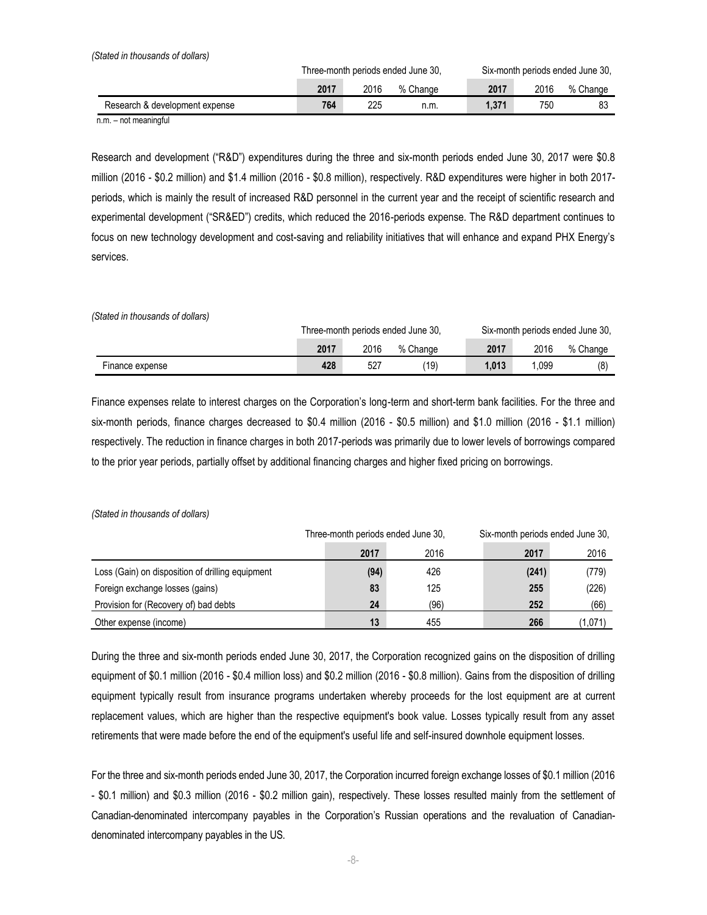*(Stated in thousands of dollars)*

| | Three-month periods ended June 30, | | | Six-month periods ended June 30, | | |
|---|---|---|---|---|---|---|
| | **2017** | 2016 | % Change | **2017** | 2016 | % Change |
| Research & development expense | **764** | 225 | n.m. | **1,371** | 750 | 83 |

n.m. – not meaningful

Research and development ("R&D") expenditures during the three and six-month periods ended June 30, 2017 were $0.8 million (2016 - $0.2 million) and $1.4 million (2016 - $0.8 million), respectively. R&D expenditures were higher in both 2017-periods, which is mainly the result of increased R&D personnel in the current year and the receipt of scientific research and experimental development ("SR&ED") credits, which reduced the 2016-periods expense. The R&D department continues to focus on new technology development and cost-saving and reliability initiatives that will enhance and expand PHX Energy's services.

*(Stated in thousands of dollars)*

| | Three-month periods ended June 30, | | | Six-month periods ended June 30, | | |
|---|---|---|---|---|---|---|
| | **2017** | 2016 | % Change | **2017** | 2016 | % Change |
| Finance expense | **428** | 527 | (19) | **1,013** | 1,099 | (8) |

Finance expenses relate to interest charges on the Corporation's long-term and short-term bank facilities. For the three and six-month periods, finance charges decreased to $0.4 million (2016 - $0.5 million) and $1.0 million (2016 - $1.1 million) respectively. The reduction in finance charges in both 2017-periods was primarily due to lower levels of borrowings compared to the prior year periods, partially offset by additional financing charges and higher fixed pricing on borrowings.

*(Stated in thousands of dollars)*

| | Three-month periods ended June 30, | | Six-month periods ended June 30, | |
|---|---|---|---|---|
| | **2017** | 2016 | **2017** | 2016 |
| Loss (Gain) on disposition of drilling equipment | **(94)** | 426 | **(241)** | (779) |
| Foreign exchange losses (gains) | **83** | 125 | **255** | (226) |
| Provision for (Recovery of) bad debts | **24** | (96) | **252** | (66) |
| Other expense (income) | **13** | 455 | **266** | (1,071) |

During the three and six-month periods ended June 30, 2017, the Corporation recognized gains on the disposition of drilling equipment of $0.1 million (2016 - $0.4 million loss) and $0.2 million (2016 - $0.8 million). Gains from the disposition of drilling equipment typically result from insurance programs undertaken whereby proceeds for the lost equipment are at current replacement values, which are higher than the respective equipment's book value. Losses typically result from any asset retirements that were made before the end of the equipment's useful life and self-insured downhole equipment losses.

For the three and six-month periods ended June 30, 2017, the Corporation incurred foreign exchange losses of $0.1 million (2016 - $0.1 million) and $0.3 million (2016 - $0.2 million gain), respectively. These losses resulted mainly from the settlement of Canadian-denominated intercompany payables in the Corporation's Russian operations and the revaluation of Canadian-denominated intercompany payables in the US.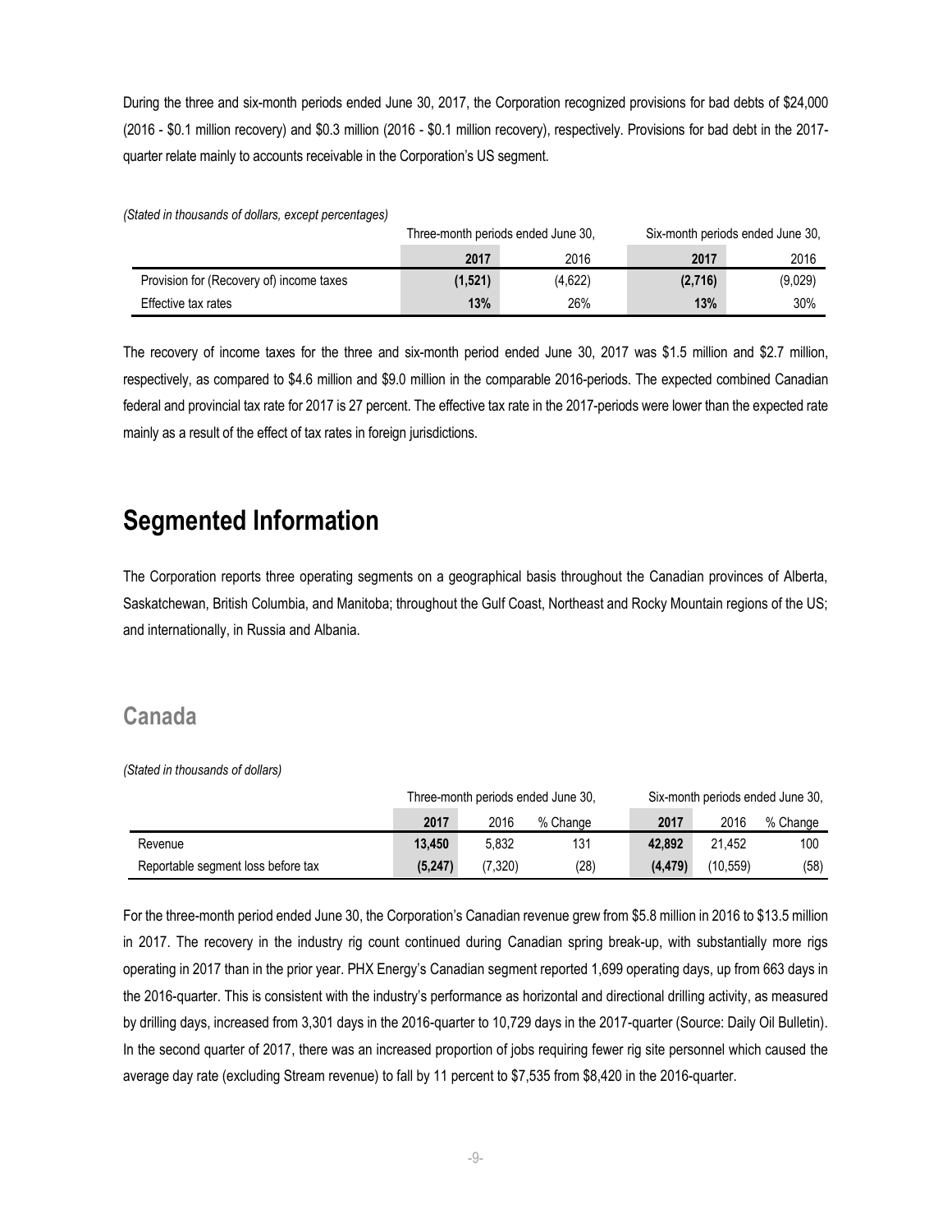During the three and six-month periods ended June 30, 2017, the Corporation recognized provisions for bad debts of $24,000 (2016 - $0.1 million recovery) and $0.3 million (2016 - $0.1 million recovery), respectively. Provisions for bad debt in the 2017-quarter relate mainly to accounts receivable in the Corporation's US segment.

*(Stated in thousands of dollars, except percentages)*

| | Three-month periods ended June 30, | | Six-month periods ended June 30, | |
|---|---|---|---|---|
| | **2017** | 2016 | **2017** | 2016 |
| Provision for (Recovery of) income taxes | **(1,521)** | (4,622) | **(2,716)** | (9,029) |
| Effective tax rates | **13%** | 26% | **13%** | 30% |

The recovery of income taxes for the three and six-month period ended June 30, 2017 was $1.5 million and $2.7 million, respectively, as compared to $4.6 million and $9.0 million in the comparable 2016-periods. The expected combined Canadian federal and provincial tax rate for 2017 is 27 percent. The effective tax rate in the 2017-periods were lower than the expected rate mainly as a result of the effect of tax rates in foreign jurisdictions.

# Segmented Information

The Corporation reports three operating segments on a geographical basis throughout the Canadian provinces of Alberta, Saskatchewan, British Columbia, and Manitoba; throughout the Gulf Coast, Northeast and Rocky Mountain regions of the US; and internationally, in Russia and Albania.

## Canada

*(Stated in thousands of dollars)*

| | Three-month periods ended June 30, | | | Six-month periods ended June 30, | | |
|---|---|---|---|---|---|---|
| | **2017** | 2016 | % Change | **2017** | 2016 | % Change |
| Revenue | **13,450** | 5,832 | 131 | **42,892** | 21,452 | 100 |
| Reportable segment loss before tax | **(5,247)** | (7,320) | (28) | **(4,479)** | (10,559) | (58) |

For the three-month period ended June 30, the Corporation's Canadian revenue grew from $5.8 million in 2016 to $13.5 million in 2017. The recovery in the industry rig count continued during Canadian spring break-up, with substantially more rigs operating in 2017 than in the prior year. PHX Energy's Canadian segment reported 1,699 operating days, up from 663 days in the 2016-quarter. This is consistent with the industry's performance as horizontal and directional drilling activity, as measured by drilling days, increased from 3,301 days in the 2016-quarter to 10,729 days in the 2017-quarter (Source: Daily Oil Bulletin). In the second quarter of 2017, there was an increased proportion of jobs requiring fewer rig site personnel which caused the average day rate (excluding Stream revenue) to fall by 11 percent to $7,535 from $8,420 in the 2016-quarter.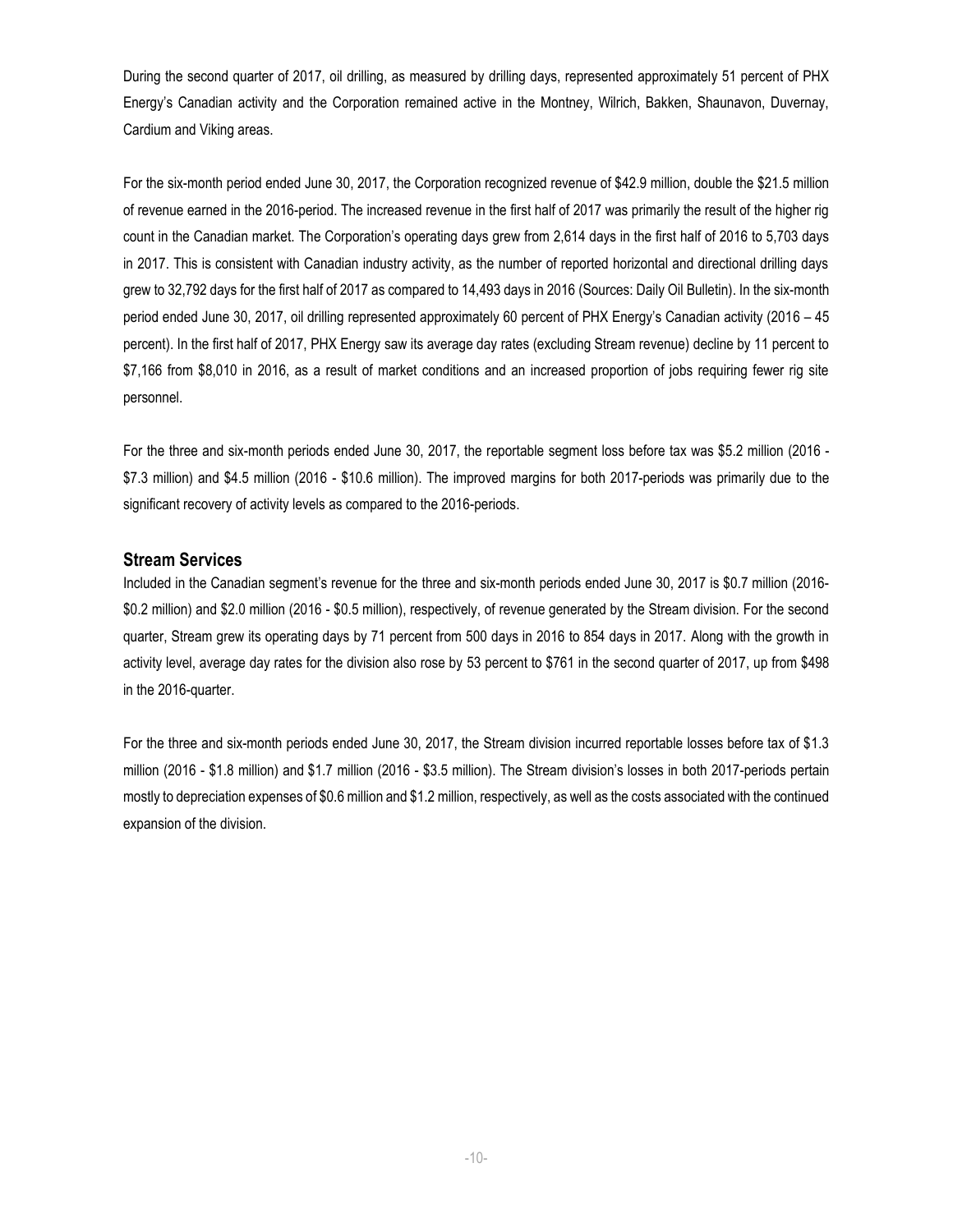During the second quarter of 2017, oil drilling, as measured by drilling days, represented approximately 51 percent of PHX Energy's Canadian activity and the Corporation remained active in the Montney, Wilrich, Bakken, Shaunavon, Duvernay, Cardium and Viking areas.

For the six-month period ended June 30, 2017, the Corporation recognized revenue of $42.9 million, double the $21.5 million of revenue earned in the 2016-period. The increased revenue in the first half of 2017 was primarily the result of the higher rig count in the Canadian market. The Corporation's operating days grew from 2,614 days in the first half of 2016 to 5,703 days in 2017. This is consistent with Canadian industry activity, as the number of reported horizontal and directional drilling days grew to 32,792 days for the first half of 2017 as compared to 14,493 days in 2016 (Sources: Daily Oil Bulletin). In the six-month period ended June 30, 2017, oil drilling represented approximately 60 percent of PHX Energy's Canadian activity (2016 – 45 percent). In the first half of 2017, PHX Energy saw its average day rates (excluding Stream revenue) decline by 11 percent to $7,166 from $8,010 in 2016, as a result of market conditions and an increased proportion of jobs requiring fewer rig site personnel.

For the three and six-month periods ended June 30, 2017, the reportable segment loss before tax was $5.2 million (2016 - $7.3 million) and $4.5 million (2016 - $10.6 million). The improved margins for both 2017-periods was primarily due to the significant recovery of activity levels as compared to the 2016-periods.

## Stream Services

Included in the Canadian segment's revenue for the three and six-month periods ended June 30, 2017 is $0.7 million (2016- $0.2 million) and $2.0 million (2016 - $0.5 million), respectively, of revenue generated by the Stream division. For the second quarter, Stream grew its operating days by 71 percent from 500 days in 2016 to 854 days in 2017. Along with the growth in activity level, average day rates for the division also rose by 53 percent to $761 in the second quarter of 2017, up from $498 in the 2016-quarter.

For the three and six-month periods ended June 30, 2017, the Stream division incurred reportable losses before tax of $1.3 million (2016 - $1.8 million) and $1.7 million (2016 - $3.5 million). The Stream division's losses in both 2017-periods pertain mostly to depreciation expenses of $0.6 million and $1.2 million, respectively, as well as the costs associated with the continued expansion of the division.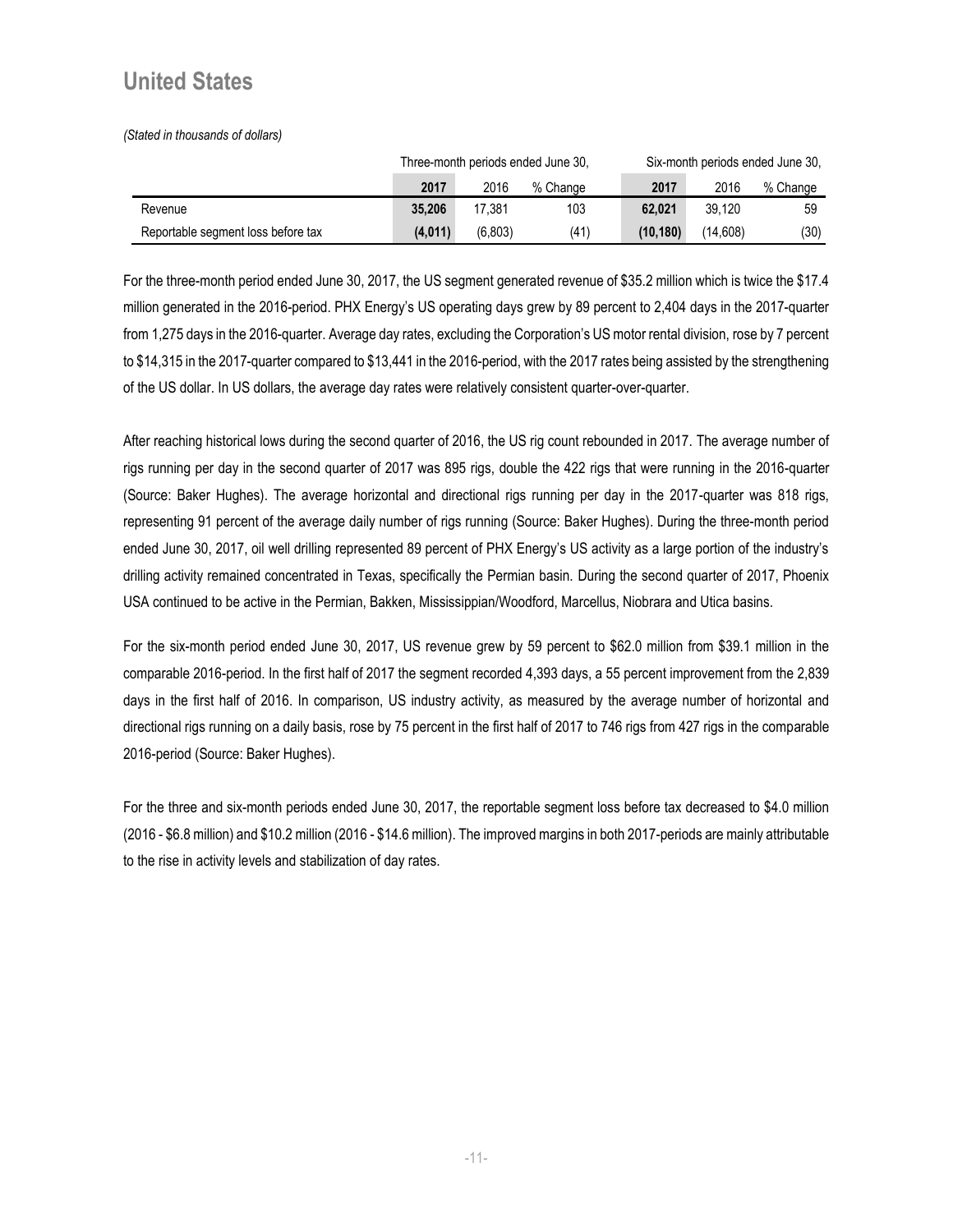## United States

*(Stated in thousands of dollars)*

| | Three-month periods ended June 30, | | | Six-month periods ended June 30, | | |
|---|---|---|---|---|---|---|
| | **2017** | 2016 | % Change | **2017** | 2016 | % Change |
| Revenue | **35,206** | 17,381 | 103 | **62,021** | 39,120 | 59 |
| Reportable segment loss before tax | **(4,011)** | (6,803) | (41) | **(10,180)** | (14,608) | (30) |

For the three-month period ended June 30, 2017, the US segment generated revenue of $35.2 million which is twice the $17.4 million generated in the 2016-period. PHX Energy's US operating days grew by 89 percent to 2,404 days in the 2017-quarter from 1,275 days in the 2016-quarter. Average day rates, excluding the Corporation's US motor rental division, rose by 7 percent to $14,315 in the 2017-quarter compared to $13,441 in the 2016-period, with the 2017 rates being assisted by the strengthening of the US dollar. In US dollars, the average day rates were relatively consistent quarter-over-quarter.

After reaching historical lows during the second quarter of 2016, the US rig count rebounded in 2017. The average number of rigs running per day in the second quarter of 2017 was 895 rigs, double the 422 rigs that were running in the 2016-quarter (Source: Baker Hughes). The average horizontal and directional rigs running per day in the 2017-quarter was 818 rigs, representing 91 percent of the average daily number of rigs running (Source: Baker Hughes). During the three-month period ended June 30, 2017, oil well drilling represented 89 percent of PHX Energy's US activity as a large portion of the industry's drilling activity remained concentrated in Texas, specifically the Permian basin. During the second quarter of 2017, Phoenix USA continued to be active in the Permian, Bakken, Mississippian/Woodford, Marcellus, Niobrara and Utica basins.

For the six-month period ended June 30, 2017, US revenue grew by 59 percent to $62.0 million from $39.1 million in the comparable 2016-period. In the first half of 2017 the segment recorded 4,393 days, a 55 percent improvement from the 2,839 days in the first half of 2016. In comparison, US industry activity, as measured by the average number of horizontal and directional rigs running on a daily basis, rose by 75 percent in the first half of 2017 to 746 rigs from 427 rigs in the comparable 2016-period (Source: Baker Hughes).

For the three and six-month periods ended June 30, 2017, the reportable segment loss before tax decreased to $4.0 million (2016 - $6.8 million) and $10.2 million (2016 - $14.6 million). The improved margins in both 2017-periods are mainly attributable to the rise in activity levels and stabilization of day rates.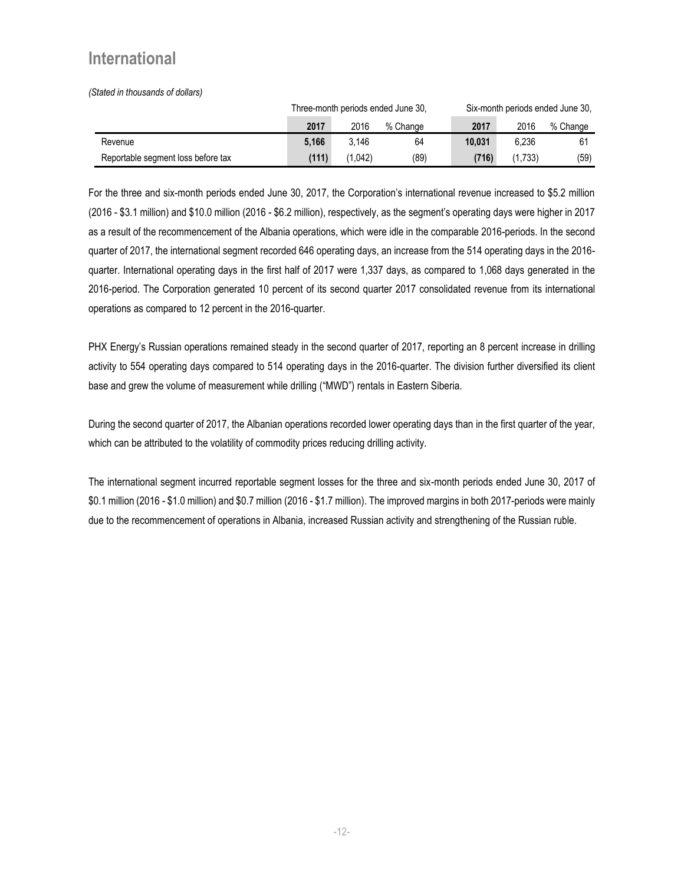## International

*(Stated in thousands of dollars)*

| | Three-month periods ended June 30, | | | Six-month periods ended June 30, | | |
|---|---|---|---|---|---|---|
| | **2017** | 2016 | % Change | **2017** | 2016 | % Change |
| Revenue | **5,166** | 3,146 | 64 | **10,031** | 6,236 | 61 |
| Reportable segment loss before tax | **(111)** | (1,042) | (89) | **(716)** | (1,733) | (59) |

For the three and six-month periods ended June 30, 2017, the Corporation's international revenue increased to $5.2 million (2016 - $3.1 million) and $10.0 million (2016 - $6.2 million), respectively, as the segment's operating days were higher in 2017 as a result of the recommencement of the Albania operations, which were idle in the comparable 2016-periods. In the second quarter of 2017, the international segment recorded 646 operating days, an increase from the 514 operating days in the 2016-quarter. International operating days in the first half of 2017 were 1,337 days, as compared to 1,068 days generated in the 2016-period. The Corporation generated 10 percent of its second quarter 2017 consolidated revenue from its international operations as compared to 12 percent in the 2016-quarter.

PHX Energy's Russian operations remained steady in the second quarter of 2017, reporting an 8 percent increase in drilling activity to 554 operating days compared to 514 operating days in the 2016-quarter. The division further diversified its client base and grew the volume of measurement while drilling ("MWD") rentals in Eastern Siberia.

During the second quarter of 2017, the Albanian operations recorded lower operating days than in the first quarter of the year, which can be attributed to the volatility of commodity prices reducing drilling activity.

The international segment incurred reportable segment losses for the three and six-month periods ended June 30, 2017 of $0.1 million (2016 - $1.0 million) and $0.7 million (2016 - $1.7 million). The improved margins in both 2017-periods were mainly due to the recommencement of operations in Albania, increased Russian activity and strengthening of the Russian ruble.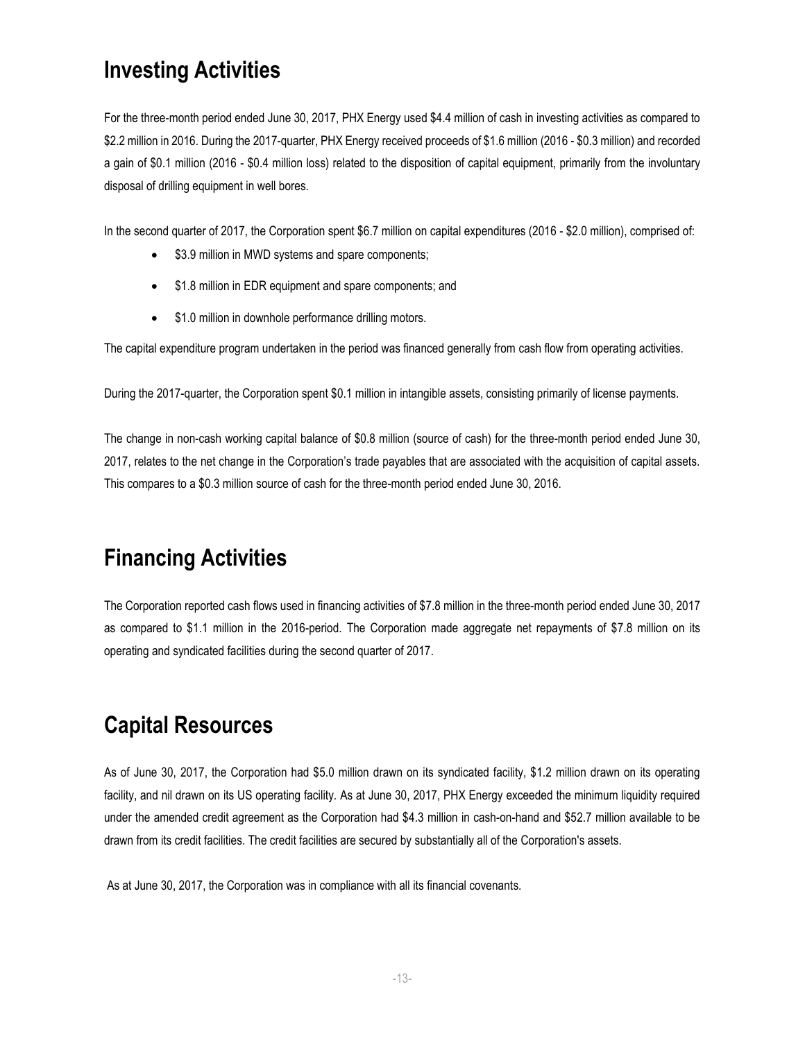## Investing Activities

For the three-month period ended June 30, 2017, PHX Energy used $4.4 million of cash in investing activities as compared to $2.2 million in 2016. During the 2017-quarter, PHX Energy received proceeds of $1.6 million (2016 - $0.3 million) and recorded a gain of $0.1 million (2016 - $0.4 million loss) related to the disposition of capital equipment, primarily from the involuntary disposal of drilling equipment in well bores.

In the second quarter of 2017, the Corporation spent $6.7 million on capital expenditures (2016 - $2.0 million), comprised of:

- $3.9 million in MWD systems and spare components;
- $1.8 million in EDR equipment and spare components; and
- $1.0 million in downhole performance drilling motors.

The capital expenditure program undertaken in the period was financed generally from cash flow from operating activities.

During the 2017-quarter, the Corporation spent $0.1 million in intangible assets, consisting primarily of license payments.

The change in non-cash working capital balance of $0.8 million (source of cash) for the three-month period ended June 30, 2017, relates to the net change in the Corporation's trade payables that are associated with the acquisition of capital assets. This compares to a $0.3 million source of cash for the three-month period ended June 30, 2016.

## Financing Activities

The Corporation reported cash flows used in financing activities of $7.8 million in the three-month period ended June 30, 2017 as compared to $1.1 million in the 2016-period. The Corporation made aggregate net repayments of $7.8 million on its operating and syndicated facilities during the second quarter of 2017.

## Capital Resources

As of June 30, 2017, the Corporation had $5.0 million drawn on its syndicated facility, $1.2 million drawn on its operating facility, and nil drawn on its US operating facility. As at June 30, 2017, PHX Energy exceeded the minimum liquidity required under the amended credit agreement as the Corporation had $4.3 million in cash-on-hand and $52.7 million available to be drawn from its credit facilities. The credit facilities are secured by substantially all of the Corporation's assets.

As at June 30, 2017, the Corporation was in compliance with all its financial covenants.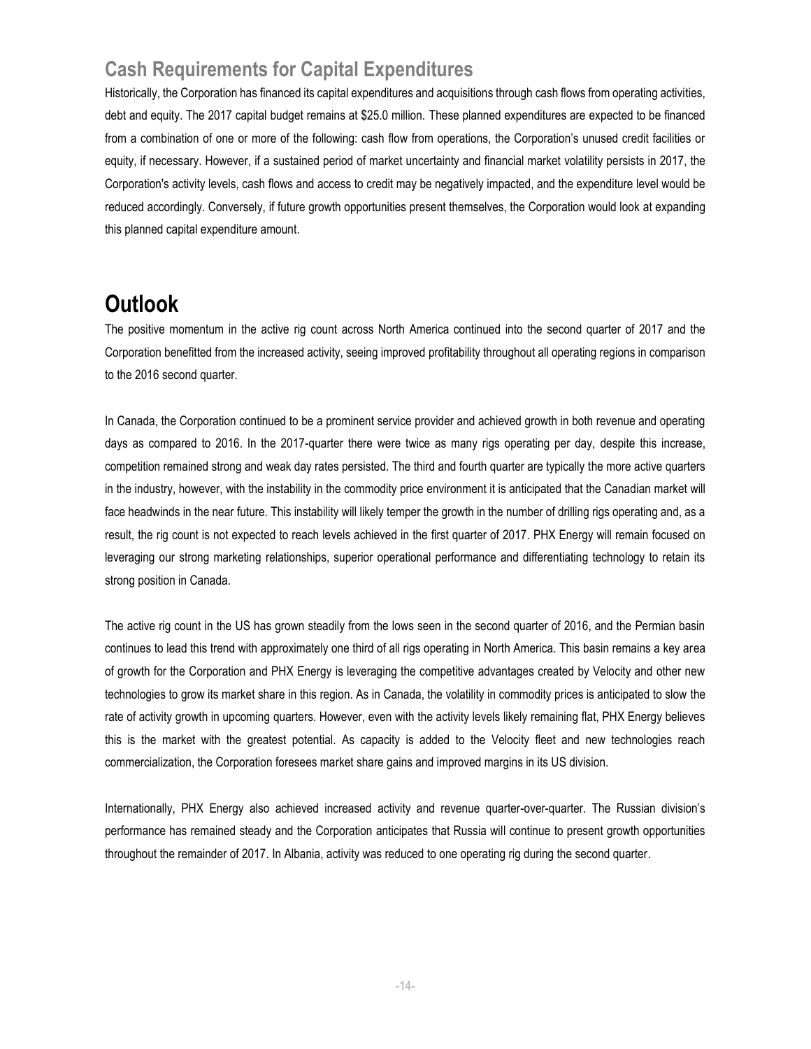## Cash Requirements for Capital Expenditures

Historically, the Corporation has financed its capital expenditures and acquisitions through cash flows from operating activities, debt and equity. The 2017 capital budget remains at $25.0 million. These planned expenditures are expected to be financed from a combination of one or more of the following: cash flow from operations, the Corporation's unused credit facilities or equity, if necessary. However, if a sustained period of market uncertainty and financial market volatility persists in 2017, the Corporation's activity levels, cash flows and access to credit may be negatively impacted, and the expenditure level would be reduced accordingly. Conversely, if future growth opportunities present themselves, the Corporation would look at expanding this planned capital expenditure amount.

# Outlook

The positive momentum in the active rig count across North America continued into the second quarter of 2017 and the Corporation benefitted from the increased activity, seeing improved profitability throughout all operating regions in comparison to the 2016 second quarter.

In Canada, the Corporation continued to be a prominent service provider and achieved growth in both revenue and operating days as compared to 2016. In the 2017-quarter there were twice as many rigs operating per day, despite this increase, competition remained strong and weak day rates persisted. The third and fourth quarter are typically the more active quarters in the industry, however, with the instability in the commodity price environment it is anticipated that the Canadian market will face headwinds in the near future. This instability will likely temper the growth in the number of drilling rigs operating and, as a result, the rig count is not expected to reach levels achieved in the first quarter of 2017. PHX Energy will remain focused on leveraging our strong marketing relationships, superior operational performance and differentiating technology to retain its strong position in Canada.

The active rig count in the US has grown steadily from the lows seen in the second quarter of 2016, and the Permian basin continues to lead this trend with approximately one third of all rigs operating in North America. This basin remains a key area of growth for the Corporation and PHX Energy is leveraging the competitive advantages created by Velocity and other new technologies to grow its market share in this region. As in Canada, the volatility in commodity prices is anticipated to slow the rate of activity growth in upcoming quarters. However, even with the activity levels likely remaining flat, PHX Energy believes this is the market with the greatest potential. As capacity is added to the Velocity fleet and new technologies reach commercialization, the Corporation foresees market share gains and improved margins in its US division.

Internationally, PHX Energy also achieved increased activity and revenue quarter-over-quarter. The Russian division's performance has remained steady and the Corporation anticipates that Russia will continue to present growth opportunities throughout the remainder of 2017. In Albania, activity was reduced to one operating rig during the second quarter.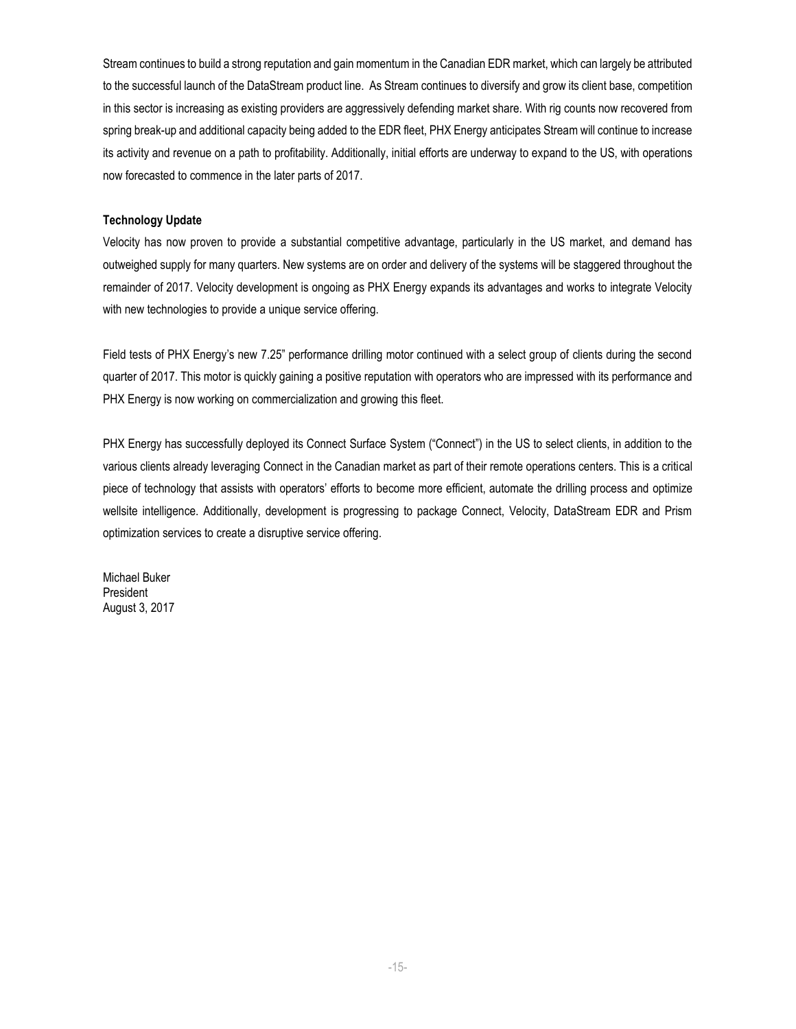Stream continues to build a strong reputation and gain momentum in the Canadian EDR market, which can largely be attributed to the successful launch of the DataStream product line. As Stream continues to diversify and grow its client base, competition in this sector is increasing as existing providers are aggressively defending market share. With rig counts now recovered from spring break-up and additional capacity being added to the EDR fleet, PHX Energy anticipates Stream will continue to increase its activity and revenue on a path to profitability. Additionally, initial efforts are underway to expand to the US, with operations now forecasted to commence in the later parts of 2017.

**Technology Update**

Velocity has now proven to provide a substantial competitive advantage, particularly in the US market, and demand has outweighed supply for many quarters. New systems are on order and delivery of the systems will be staggered throughout the remainder of 2017. Velocity development is ongoing as PHX Energy expands its advantages and works to integrate Velocity with new technologies to provide a unique service offering.

Field tests of PHX Energy's new 7.25" performance drilling motor continued with a select group of clients during the second quarter of 2017. This motor is quickly gaining a positive reputation with operators who are impressed with its performance and PHX Energy is now working on commercialization and growing this fleet.

PHX Energy has successfully deployed its Connect Surface System ("Connect") in the US to select clients, in addition to the various clients already leveraging Connect in the Canadian market as part of their remote operations centers. This is a critical piece of technology that assists with operators' efforts to become more efficient, automate the drilling process and optimize wellsite intelligence. Additionally, development is progressing to package Connect, Velocity, DataStream EDR and Prism optimization services to create a disruptive service offering.

Michael Buker
President
August 3, 2017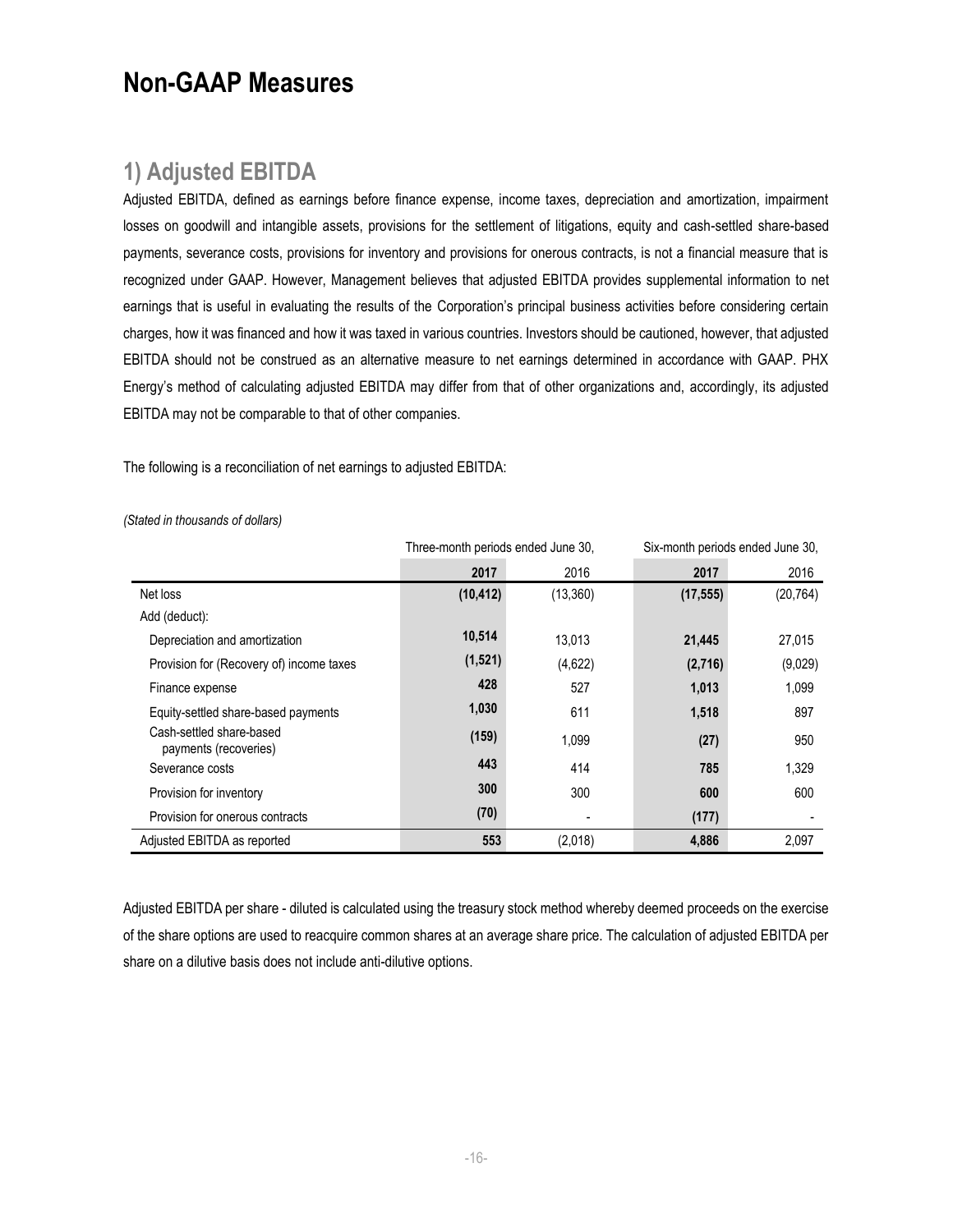# Non-GAAP Measures

## 1) Adjusted EBITDA

Adjusted EBITDA, defined as earnings before finance expense, income taxes, depreciation and amortization, impairment losses on goodwill and intangible assets, provisions for the settlement of litigations, equity and cash-settled share-based payments, severance costs, provisions for inventory and provisions for onerous contracts, is not a financial measure that is recognized under GAAP. However, Management believes that adjusted EBITDA provides supplemental information to net earnings that is useful in evaluating the results of the Corporation's principal business activities before considering certain charges, how it was financed and how it was taxed in various countries. Investors should be cautioned, however, that adjusted EBITDA should not be construed as an alternative measure to net earnings determined in accordance with GAAP. PHX Energy's method of calculating adjusted EBITDA may differ from that of other organizations and, accordingly, its adjusted EBITDA may not be comparable to that of other companies.

The following is a reconciliation of net earnings to adjusted EBITDA:

*(Stated in thousands of dollars)*

| | Three-month periods ended June 30, | | Six-month periods ended June 30, | |
|---|---|---|---|---|
| | **2017** | 2016 | **2017** | 2016 |
| Net loss | **(10,412)** | (13,360) | **(17,555)** | (20,764) |
| Add (deduct): | | | | |
| Depreciation and amortization | **10,514** | 13,013 | **21,445** | 27,015 |
| Provision for (Recovery of) income taxes | **(1,521)** | (4,622) | **(2,716)** | (9,029) |
| Finance expense | **428** | 527 | **1,013** | 1,099 |
| Equity-settled share-based payments | **1,030** | 611 | **1,518** | 897 |
| Cash-settled share-based payments (recoveries) | **(159)** | 1,099 | **(27)** | 950 |
| Severance costs | **443** | 414 | **785** | 1,329 |
| Provision for inventory | **300** | 300 | **600** | 600 |
| Provision for onerous contracts | **(70)** | - | **(177)** | - |
| Adjusted EBITDA as reported | **553** | (2,018) | **4,886** | 2,097 |

Adjusted EBITDA per share - diluted is calculated using the treasury stock method whereby deemed proceeds on the exercise of the share options are used to reacquire common shares at an average share price. The calculation of adjusted EBITDA per share on a dilutive basis does not include anti-dilutive options.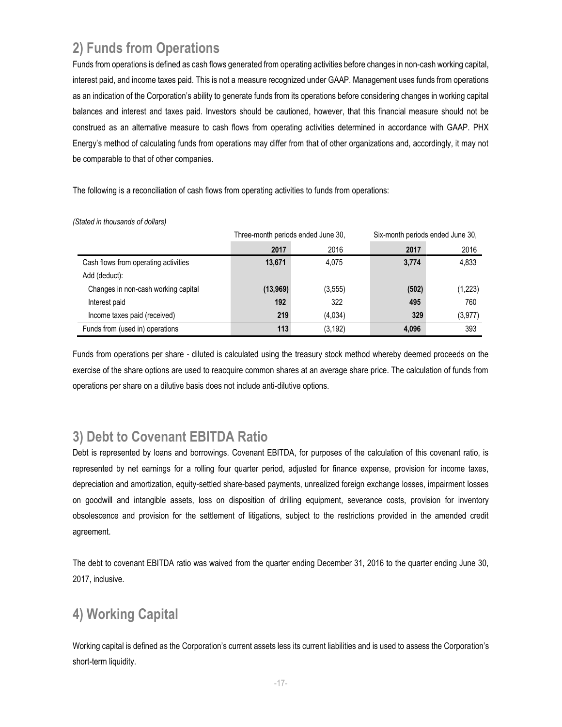## 2) Funds from Operations

Funds from operations is defined as cash flows generated from operating activities before changes in non-cash working capital, interest paid, and income taxes paid. This is not a measure recognized under GAAP. Management uses funds from operations as an indication of the Corporation's ability to generate funds from its operations before considering changes in working capital balances and interest and taxes paid. Investors should be cautioned, however, that this financial measure should not be construed as an alternative measure to cash flows from operating activities determined in accordance with GAAP. PHX Energy's method of calculating funds from operations may differ from that of other organizations and, accordingly, it may not be comparable to that of other companies.

The following is a reconciliation of cash flows from operating activities to funds from operations:

*(Stated in thousands of dollars)*

| | Three-month periods ended June 30, | | Six-month periods ended June 30, | |
|---|---|---|---|---|
| | **2017** | 2016 | **2017** | 2016 |
| Cash flows from operating activities | **13,671** | 4,075 | **3,774** | 4,833 |
| Add (deduct): | | | | |
| Changes in non-cash working capital | **(13,969)** | (3,555) | **(502)** | (1,223) |
| Interest paid | **192** | 322 | **495** | 760 |
| Income taxes paid (received) | **219** | (4,034) | **329** | (3,977) |
| Funds from (used in) operations | **113** | (3,192) | **4,096** | 393 |

Funds from operations per share - diluted is calculated using the treasury stock method whereby deemed proceeds on the exercise of the share options are used to reacquire common shares at an average share price. The calculation of funds from operations per share on a dilutive basis does not include anti-dilutive options.

## 3) Debt to Covenant EBITDA Ratio

Debt is represented by loans and borrowings. Covenant EBITDA, for purposes of the calculation of this covenant ratio, is represented by net earnings for a rolling four quarter period, adjusted for finance expense, provision for income taxes, depreciation and amortization, equity-settled share-based payments, unrealized foreign exchange losses, impairment losses on goodwill and intangible assets, loss on disposition of drilling equipment, severance costs, provision for inventory obsolescence and provision for the settlement of litigations, subject to the restrictions provided in the amended credit agreement.

The debt to covenant EBITDA ratio was waived from the quarter ending December 31, 2016 to the quarter ending June 30, 2017, inclusive.

## 4) Working Capital

Working capital is defined as the Corporation's current assets less its current liabilities and is used to assess the Corporation's short-term liquidity.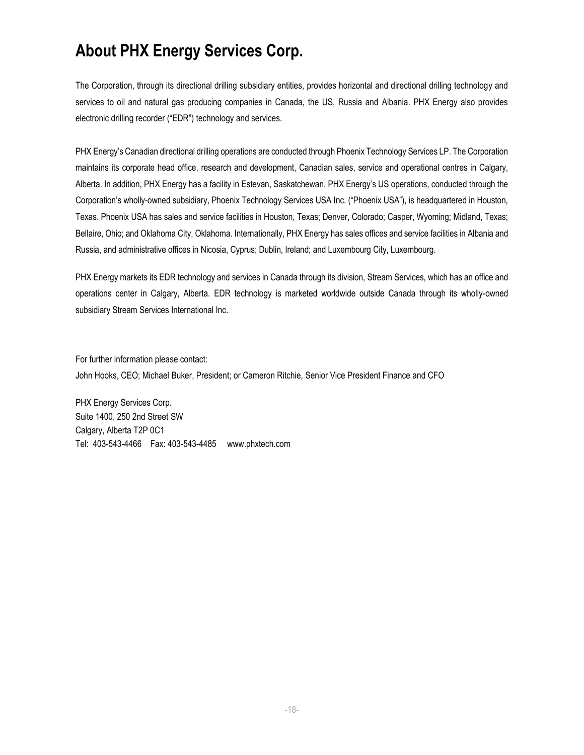# About PHX Energy Services Corp.

The Corporation, through its directional drilling subsidiary entities, provides horizontal and directional drilling technology and services to oil and natural gas producing companies in Canada, the US, Russia and Albania. PHX Energy also provides electronic drilling recorder ("EDR") technology and services.

PHX Energy's Canadian directional drilling operations are conducted through Phoenix Technology Services LP. The Corporation maintains its corporate head office, research and development, Canadian sales, service and operational centres in Calgary, Alberta. In addition, PHX Energy has a facility in Estevan, Saskatchewan. PHX Energy's US operations, conducted through the Corporation's wholly-owned subsidiary, Phoenix Technology Services USA Inc. ("Phoenix USA"), is headquartered in Houston, Texas. Phoenix USA has sales and service facilities in Houston, Texas; Denver, Colorado; Casper, Wyoming; Midland, Texas; Bellaire, Ohio; and Oklahoma City, Oklahoma. Internationally, PHX Energy has sales offices and service facilities in Albania and Russia, and administrative offices in Nicosia, Cyprus; Dublin, Ireland; and Luxembourg City, Luxembourg.

PHX Energy markets its EDR technology and services in Canada through its division, Stream Services, which has an office and operations center in Calgary, Alberta. EDR technology is marketed worldwide outside Canada through its wholly-owned subsidiary Stream Services International Inc.

For further information please contact:
John Hooks, CEO; Michael Buker, President; or Cameron Ritchie, Senior Vice President Finance and CFO

PHX Energy Services Corp.
Suite 1400, 250 2nd Street SW
Calgary, Alberta T2P 0C1
Tel: 403-543-4466 Fax: 403-543-4485 www.phxtech.com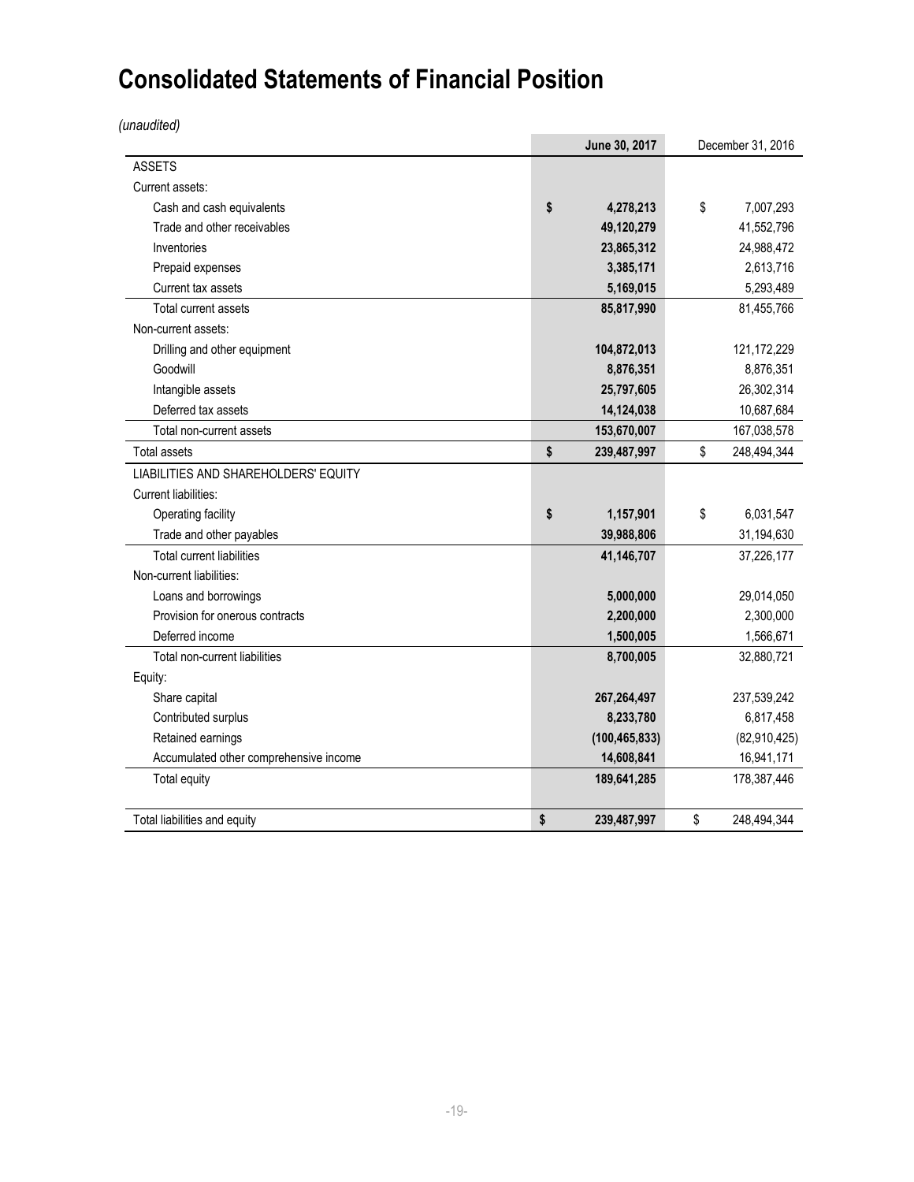# Consolidated Statements of Financial Position

*(unaudited)*

| | June 30, 2017 | December 31, 2016 |
|---|---|---|
| ASSETS | | |
| Current assets: | | |
| Cash and cash equivalents | $ 4,278,213 | $ 7,007,293 |
| Trade and other receivables | 49,120,279 | 41,552,796 |
| Inventories | 23,865,312 | 24,988,472 |
| Prepaid expenses | 3,385,171 | 2,613,716 |
| Current tax assets | 5,169,015 | 5,293,489 |
| Total current assets | 85,817,990 | 81,455,766 |
| Non-current assets: | | |
| Drilling and other equipment | 104,872,013 | 121,172,229 |
| Goodwill | 8,876,351 | 8,876,351 |
| Intangible assets | 25,797,605 | 26,302,314 |
| Deferred tax assets | 14,124,038 | 10,687,684 |
| Total non-current assets | 153,670,007 | 167,038,578 |
| Total assets | $ 239,487,997 | $ 248,494,344 |
| LIABILITIES AND SHAREHOLDERS' EQUITY | | |
| Current liabilities: | | |
| Operating facility | $ 1,157,901 | $ 6,031,547 |
| Trade and other payables | 39,988,806 | 31,194,630 |
| Total current liabilities | 41,146,707 | 37,226,177 |
| Non-current liabilities: | | |
| Loans and borrowings | 5,000,000 | 29,014,050 |
| Provision for onerous contracts | 2,200,000 | 2,300,000 |
| Deferred income | 1,500,005 | 1,566,671 |
| Total non-current liabilities | 8,700,005 | 32,880,721 |
| Equity: | | |
| Share capital | 267,264,497 | 237,539,242 |
| Contributed surplus | 8,233,780 | 6,817,458 |
| Retained earnings | (100,465,833) | (82,910,425) |
| Accumulated other comprehensive income | 14,608,841 | 16,941,171 |
| Total equity | 189,641,285 | 178,387,446 |
| Total liabilities and equity | $ 239,487,997 | $ 248,494,344 |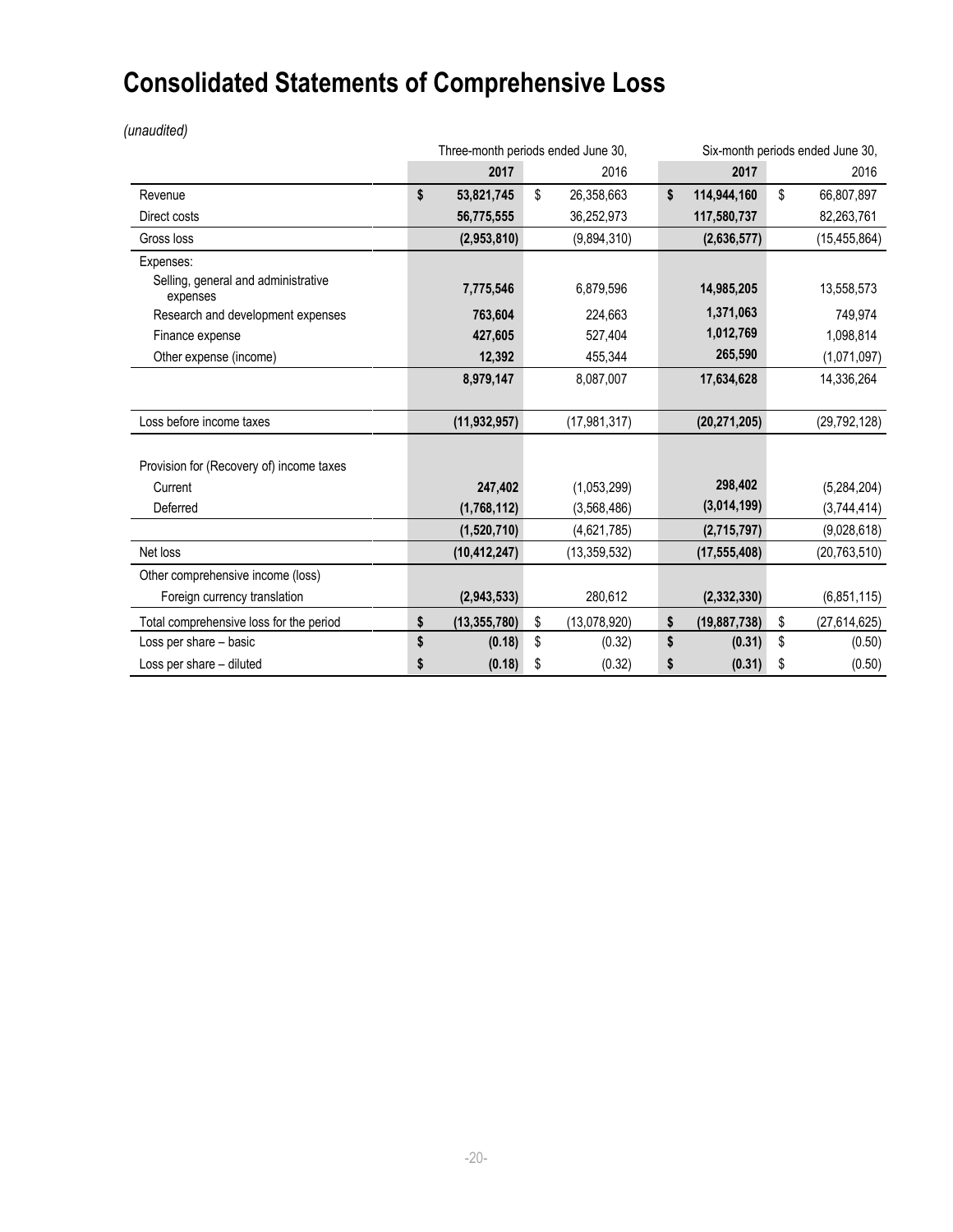# Consolidated Statements of Comprehensive Loss

*(unaudited)*

| | Three-month periods ended June 30, | | Six-month periods ended June 30, | |
|---|---|---|---|---|
| | **2017** | 2016 | **2017** | 2016 |
| Revenue | **$ 53,821,745** | $ 26,358,663 | **$ 114,944,160** | $ 66,807,897 |
| Direct costs | **56,775,555** | 36,252,973 | **117,580,737** | 82,263,761 |
| Gross loss | **(2,953,810)** | (9,894,310) | **(2,636,577)** | (15,455,864) |
| Expenses: | | | | |
| Selling, general and administrative expenses | **7,775,546** | 6,879,596 | **14,985,205** | 13,558,573 |
| Research and development expenses | **763,604** | 224,663 | **1,371,063** | 749,974 |
| Finance expense | **427,605** | 527,404 | **1,012,769** | 1,098,814 |
| Other expense (income) | **12,392** | 455,344 | **265,590** | (1,071,097) |
| | **8,979,147** | 8,087,007 | **17,634,628** | 14,336,264 |
| Loss before income taxes | **(11,932,957)** | (17,981,317) | **(20,271,205)** | (29,792,128) |
| Provision for (Recovery of) income taxes | | | | |
| Current | **247,402** | (1,053,299) | **298,402** | (5,284,204) |
| Deferred | **(1,768,112)** | (3,568,486) | **(3,014,199)** | (3,744,414) |
| | **(1,520,710)** | (4,621,785) | **(2,715,797)** | (9,028,618) |
| Net loss | **(10,412,247)** | (13,359,532) | **(17,555,408)** | (20,763,510) |
| Other comprehensive income (loss) | | | | |
| Foreign currency translation | **(2,943,533)** | 280,612 | **(2,332,330)** | (6,851,115) |
| Total comprehensive loss for the period | **$ (13,355,780)** | $ (13,078,920) | **$ (19,887,738)** | $ (27,614,625) |
| Loss per share – basic | **$ (0.18)** | $ (0.32) | **$ (0.31)** | $ (0.50) |
| Loss per share – diluted | **$ (0.18)** | $ (0.32) | **$ (0.31)** | $ (0.50) |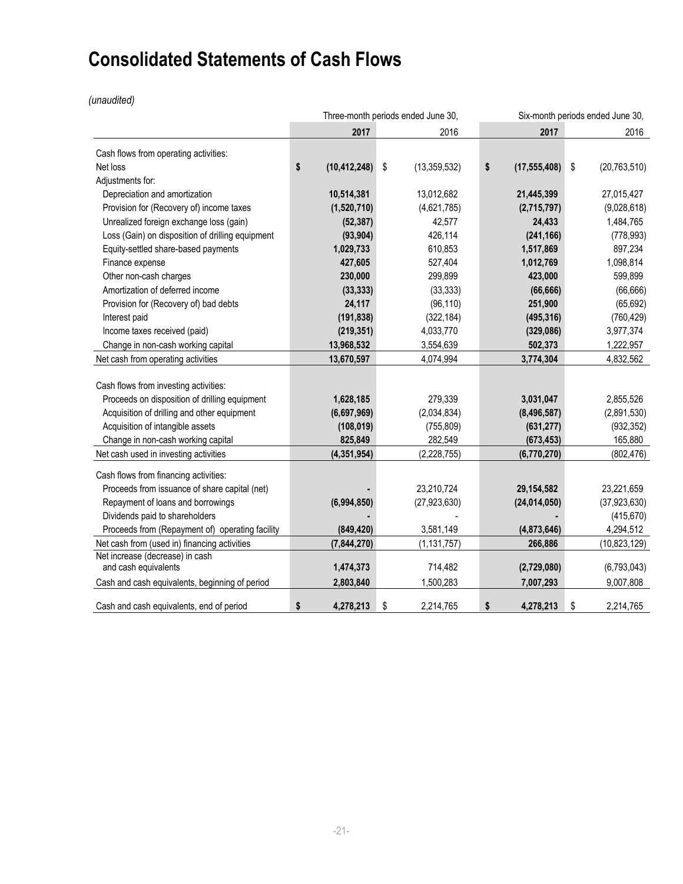# Consolidated Statements of Cash Flows

*(unaudited)*

| | Three-month periods ended June 30, | | Six-month periods ended June 30, | |
|---|---|---|---|---|
| | **2017** | 2016 | **2017** | 2016 |
| Cash flows from operating activities: | | | | |
| Net loss | **$ (10,412,248)** | $ (13,359,532) | **$ (17,555,408)** | $ (20,763,510) |
| Adjustments for: | | | | |
| Depreciation and amortization | **10,514,381** | 13,012,682 | **21,445,399** | 27,015,427 |
| Provision for (Recovery of) income taxes | **(1,520,710)** | (4,621,785) | **(2,715,797)** | (9,028,618) |
| Unrealized foreign exchange loss (gain) | **(52,387)** | 42,577 | **24,433** | 1,484,765 |
| Loss (Gain) on disposition of drilling equipment | **(93,904)** | 426,114 | **(241,166)** | (778,993) |
| Equity-settled share-based payments | **1,029,733** | 610,853 | **1,517,869** | 897,234 |
| Finance expense | **427,605** | 527,404 | **1,012,769** | 1,098,814 |
| Other non-cash charges | **230,000** | 299,899 | **423,000** | 599,899 |
| Amortization of deferred income | **(33,333)** | (33,333) | **(66,666)** | (66,666) |
| Provision for (Recovery of) bad debts | **24,117** | (96,110) | **251,900** | (65,692) |
| Interest paid | **(191,838)** | (322,184) | **(495,316)** | (760,429) |
| Income taxes received (paid) | **(219,351)** | 4,033,770 | **(329,086)** | 3,977,374 |
| Change in non-cash working capital | **13,968,532** | 3,554,639 | **502,373** | 1,222,957 |
| Net cash from operating activities | **13,670,597** | 4,074,994 | **3,774,304** | 4,832,562 |
| Cash flows from investing activities: | | | | |
| Proceeds on disposition of drilling equipment | **1,628,185** | 279,339 | **3,031,047** | 2,855,526 |
| Acquisition of drilling and other equipment | **(6,697,969)** | (2,034,834) | **(8,496,587)** | (2,891,530) |
| Acquisition of intangible assets | **(108,019)** | (755,809) | **(631,277)** | (932,352) |
| Change in non-cash working capital | **825,849** | 282,549 | **(673,453)** | 165,880 |
| Net cash used in investing activities | **(4,351,954)** | (2,228,755) | **(6,770,270)** | (802,476) |
| Cash flows from financing activities: | | | | |
| Proceeds from issuance of share capital (net) | **-** | 23,210,724 | **29,154,582** | 23,221,659 |
| Repayment of loans and borrowings | **(6,994,850)** | (27,923,630) | **(24,014,050)** | (37,923,630) |
| Dividends paid to shareholders | **-** | - | **-** | (415,670) |
| Proceeds from (Repayment of) operating facility | **(849,420)** | 3,581,149 | **(4,873,646)** | 4,294,512 |
| Net cash from (used in) financing activities | **(7,844,270)** | (1,131,757) | **266,886** | (10,823,129) |
| Net increase (decrease) in cash and cash equivalents | **1,474,373** | 714,482 | **(2,729,080)** | (6,793,043) |
| Cash and cash equivalents, beginning of period | **2,803,840** | 1,500,283 | **7,007,293** | 9,007,808 |
| Cash and cash equivalents, end of period | **$ 4,278,213** | $ 2,214,765 | **$ 4,278,213** | $ 2,214,765 |